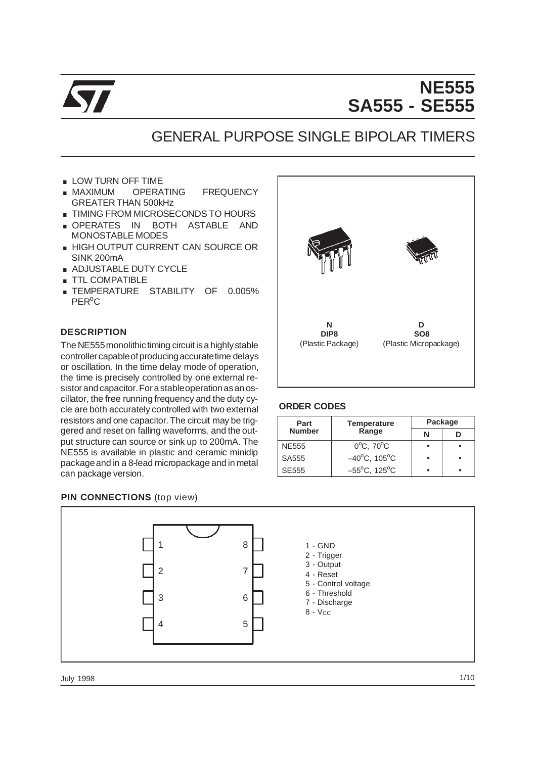# NE555
# SA555 - SE555

## GENERAL PURPOSE SINGLE BIPOLAR TIMERS

- LOW TURN OFF TIME
- MAXIMUM OPERATING FREQUENCY GREATER THAN 500kHz
- TIMING FROM MICROSECONDS TO HOURS
- OPERATES IN BOTH ASTABLE AND MONOSTABLE MODES
- HIGH OUTPUT CURRENT CAN SOURCE OR SINK 200mA
- ADJUSTABLE DUTY CYCLE
- TTL COMPATIBLE
- TEMPERATURE STABILITY OF 0.005% PER$^{o}$C

**N**
**DIP8**
(Plastic Package)

**D**
**SO8**
(Plastic Micropackage)

### DESCRIPTION

The NE555 monolithic timing circuit is a highly stable controller capable of producing accurate time delays or oscillation. In the time delay mode of operation, the time is precisely controlled by one external resistor and capacitor. For a stable operation as an oscillator, the free running frequency and the duty cycle are both accurately controlled with two external resistors and one capacitor. The circuit may be triggered and reset on falling waveforms, and the output structure can source or sink up to 200mA. The NE555 is available in plastic and ceramic minidip package and in a 8-lead micropackage and in metal can package version.

### ORDER CODES

| Part Number | Temperature Range | Package | |
|---|---|---|---|
| | | N | D |
| NE555 | 0$^{o}$C, 70$^{o}$C | • | • |
| SA555 | –40$^{o}$C, 105$^{o}$C | • | • |
| SE555 | –55$^{o}$C, 125$^{o}$C | • | • |

### PIN CONNECTIONS (top view)

1 - GND
2 - Trigger
3 - Output
4 - Reset
5 - Control voltage
6 - Threshold
7 - Discharge
8 - $V_{CC}$

July 1998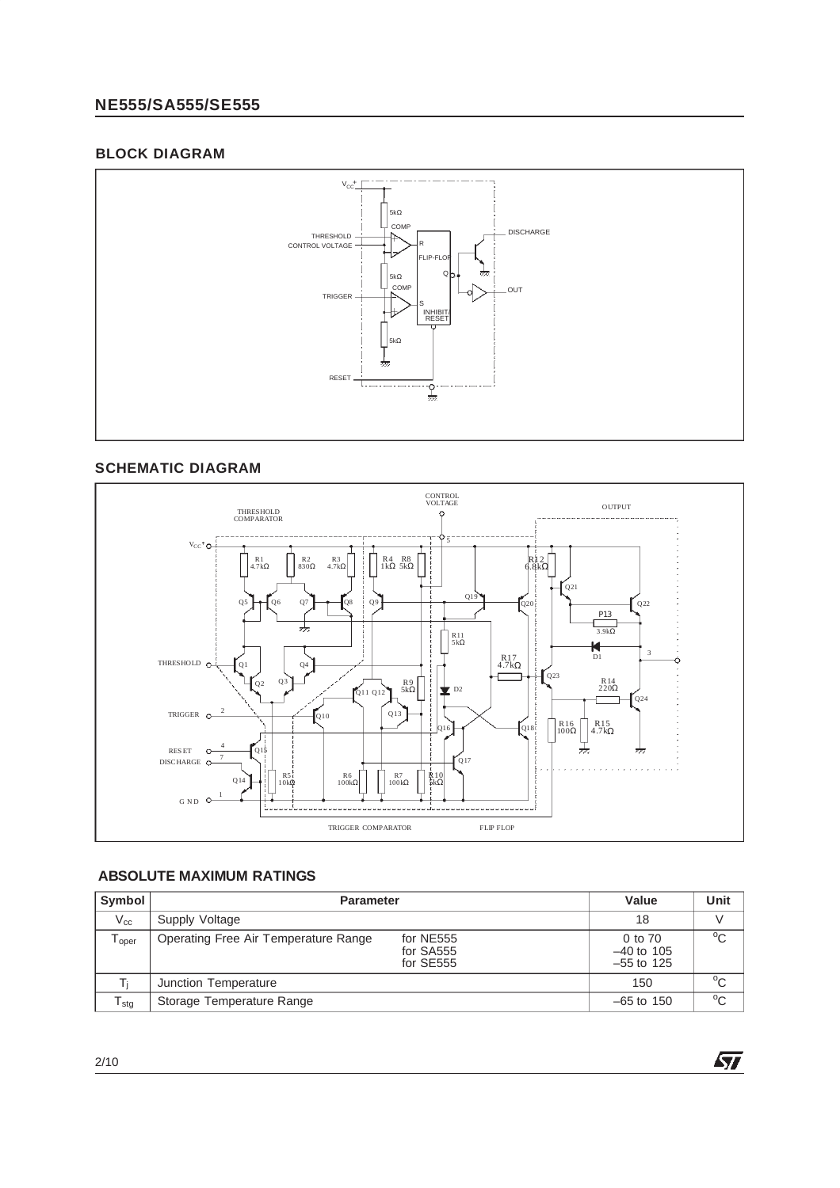## BLOCK DIAGRAM

## SCHEMATIC DIAGRAM

## ABSOLUTE MAXIMUM RATINGS

| Symbol | Parameter | | Value | Unit |
|---|---|---|---|---|
| $V_{cc}$ | Supply Voltage | | 18 | V |
| $T_{oper}$ | Operating Free Air Temperature Range | for NE555<br>for SA555<br>for SE555 | 0 to 70<br>–40 to 105<br>–55 to 125 | °C |
| $T_j$ | Junction Temperature | | 150 | °C |
| $T_{stg}$ | Storage Temperature Range | | –65 to 150 | °C |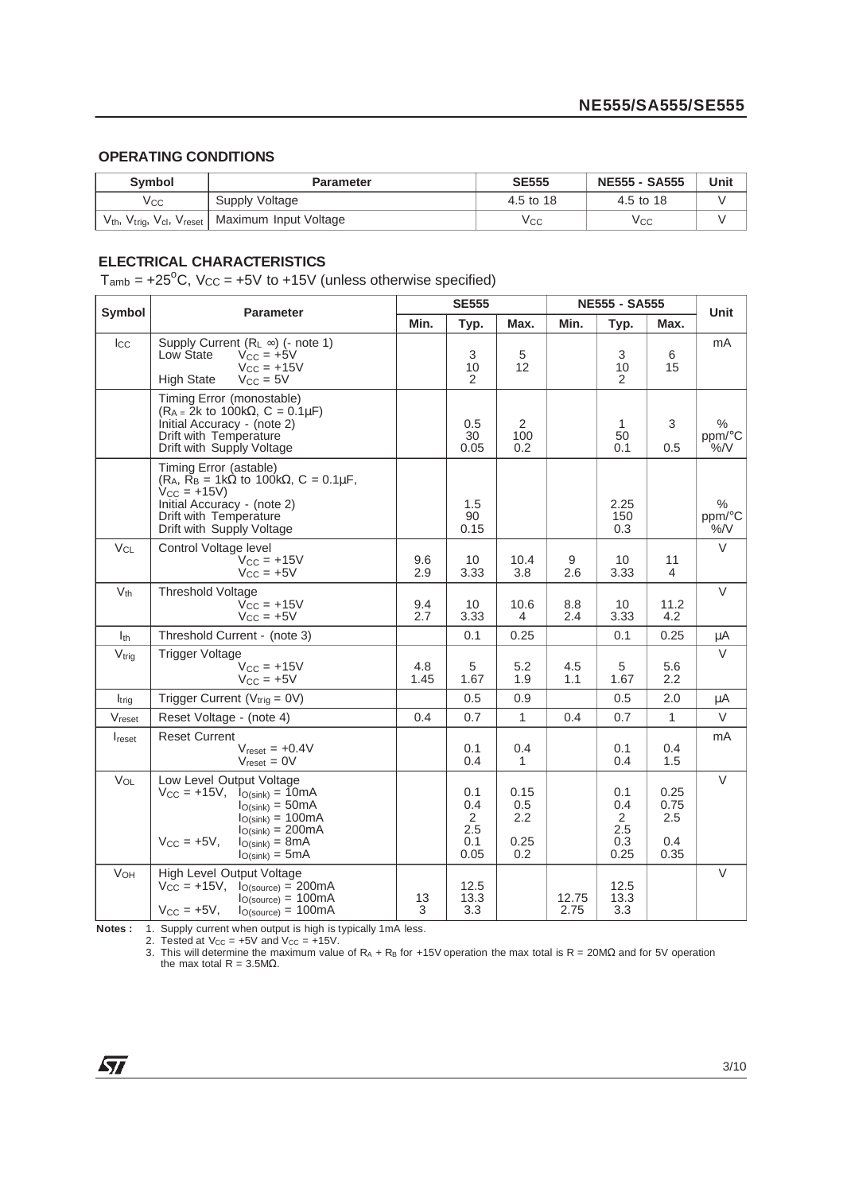## OPERATING CONDITIONS

| Symbol | Parameter | SE555 | NE555 - SA555 | Unit |
|---|---|---|---|---|
| $V_{CC}$ | Supply Voltage | 4.5 to 18 | 4.5 to 18 | V |
| $V_{th}$, $V_{trig}$, $V_{cl}$, $V_{reset}$ | Maximum Input Voltage | $V_{CC}$ | $V_{CC}$ | V |

## ELECTRICAL CHARACTERISTICS

$T_{amb}$ = +25°C, $V_{CC}$ = +5V to +15V (unless otherwise specified)

| Symbol | Parameter | SE555 | | | NE555 - SA555 | | | Unit |
|---|---|---|---|---|---|---|---|---|
| | | Min. | Typ. | Max. | Min. | Typ. | Max. | |
| $I_{CC}$ | Supply Current ($R_L$ ∞) (- note 1)<br>Low State $V_{CC}$ = +5V<br>$V_{CC}$ = +15V<br>High State $V_{CC}$ = 5V | | 3<br>10<br>2 | 5<br>12 | | 3<br>10<br>2 | 6<br>15 | mA |
| | Timing Error (monostable)<br>($R_A$ = 2k to 100kΩ, C = 0.1µF)<br>Initial Accuracy - (note 2)<br>Drift with Temperature<br>Drift with Supply Voltage | | 0.5<br>30<br>0.05 | 2<br>100<br>0.2 | | 1<br>50<br>0.1 | 3<br><br>0.5 | %<br>ppm/°C<br>%/V |
| | Timing Error (astable)<br>($R_A$, $R_B$ = 1kΩ to 100kΩ, C = 0.1µF,<br>$V_{CC}$ = +15V)<br>Initial Accuracy - (note 2)<br>Drift with Temperature<br>Drift with Supply Voltage | | 1.5<br>90<br>0.15 | | | 2.25<br>150<br>0.3 | | %<br>ppm/°C<br>%/V |
| $V_{CL}$ | Control Voltage level<br>$V_{CC}$ = +15V<br>$V_{CC}$ = +5V | 9.6<br>2.9 | 10<br>3.33 | 10.4<br>3.8 | 9<br>2.6 | 10<br>3.33 | 11<br>4 | V |
| $V_{th}$ | Threshold Voltage<br>$V_{CC}$ = +15V<br>$V_{CC}$ = +5V | 9.4<br>2.7 | 10<br>3.33 | 10.6<br>4 | 8.8<br>2.4 | 10<br>3.33 | 11.2<br>4.2 | V |
| $I_{th}$ | Threshold Current - (note 3) | | 0.1 | 0.25 | | 0.1 | 0.25 | µA |
| $V_{trig}$ | Trigger Voltage<br>$V_{CC}$ = +15V<br>$V_{CC}$ = +5V | 4.8<br>1.45 | 5<br>1.67 | 5.2<br>1.9 | 4.5<br>1.1 | 5<br>1.67 | 5.6<br>2.2 | V |
| $I_{trig}$ | Trigger Current ($V_{trig}$ = 0V) | | 0.5 | 0.9 | | 0.5 | 2.0 | µA |
| $V_{reset}$ | Reset Voltage - (note 4) | 0.4 | 0.7 | 1 | 0.4 | 0.7 | 1 | V |
| $I_{reset}$ | Reset Current<br>$V_{reset}$ = +0.4V<br>$V_{reset}$ = 0V | | 0.1<br>0.4 | 0.4<br>1 | | 0.1<br>0.4 | 0.4<br>1.5 | mA |
| $V_{OL}$ | Low Level Output Voltage<br>$V_{CC}$ = +15V, $I_{O(sink)}$ = 10mA<br>$I_{O(sink)}$ = 50mA<br>$I_{O(sink)}$ = 100mA<br>$I_{O(sink)}$ = 200mA<br>$V_{CC}$ = +5V, $I_{O(sink)}$ = 8mA<br>$I_{O(sink)}$ = 5mA | | 0.1<br>0.4<br>2<br>2.5<br>0.1<br>0.05 | 0.15<br>0.5<br>2.2<br><br>0.25<br>0.2 | | 0.1<br>0.4<br>2<br>2.5<br>0.3<br>0.25 | 0.25<br>0.75<br>2.5<br><br>0.4<br>0.35 | V |
| $V_{OH}$ | High Level Output Voltage<br>$V_{CC}$ = +15V, $I_{O(source)}$ = 200mA<br>$I_{O(source)}$ = 100mA<br>$V_{CC}$ = +5V, $I_{O(source)}$ = 100mA | <br>13<br>3 | 12.5<br>13.3<br>3.3 | | <br>12.75<br>2.75 | 12.5<br>13.3<br>3.3 | | V |

**Notes :**
1. Supply current when output is high is typically 1mA less.
2. Tested at $V_{CC}$ = +5V and $V_{CC}$ = +15V.
3. This will determine the maximum value of $R_A$ + $R_B$ for +15V operation the max total is R = 20MΩ and for 5V operation the max total R = 3.5MΩ.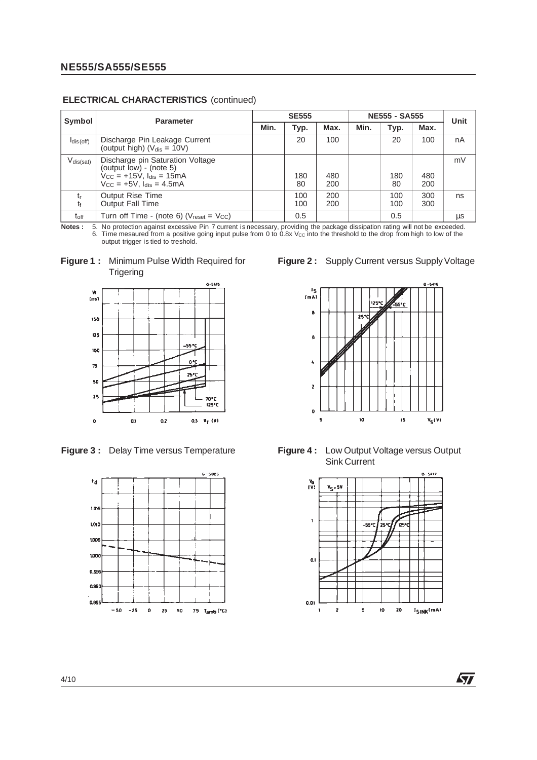## ELECTRICAL CHARACTERISTICS (continued)

| Symbol | Parameter | SE555 | | | NE555 - SA555 | | | Unit |
|---|---|---|---|---|---|---|---|---|
| | | Min. | Typ. | Max. | Min. | Typ. | Max. | |
| $I_{dis(off)}$ | Discharge Pin Leakage Current (output high) ($V_{dis} = 10V$) | | 20 | 100 | | 20 | 100 | nA |
| $V_{dis(sat)}$ | Discharge pin Saturation Voltage (output low) - (note 5)<br>$V_{CC} = +15V$, $I_{dis} = 15mA$<br>$V_{CC} = +5V$, $I_{dis} = 4.5mA$ | | <br><br>180<br>80 | <br><br>480<br>200 | | <br><br>180<br>80 | <br><br>480<br>200 | mV |
| $t_r$<br>$t_f$ | Output Rise Time<br>Output Fall Time | | 100<br>100 | 200<br>200 | | 100<br>100 | 300<br>300 | ns |
| $t_{off}$ | Turn off Time - (note 6) ($V_{reset} = V_{CC}$) | | 0.5 | | | 0.5 | | µs |

**Notes :** 5. No protection against excessive Pin 7 current is necessary, providing the package dissipation rating will not be exceeded.
6. Time mesaured from a positive going input pulse from 0 to 0.8x $V_{CC}$ into the threshold to the drop from high to low of the output trigger is tied to treshold.

**Figure 1 :** Minimum Pulse Width Required for Trigering

**Figure 2 :** Supply Current versus Supply Voltage

**Figure 3 :** Delay Time versus Temperature

**Figure 4 :** Low Output Voltage versus Output Sink Current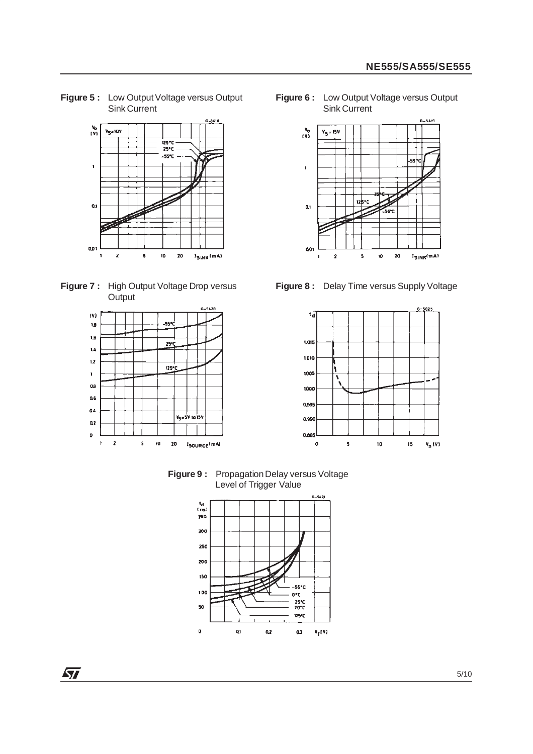**Figure 5 :** Low Output Voltage versus Output Sink Current

**Figure 6 :** Low Output Voltage versus Output Sink Current

**Figure 7 :** High Output Voltage Drop versus Output

**Figure 8 :** Delay Time versus Supply Voltage

**Figure 9 :** Propagation Delay versus Voltage Level of Trigger Value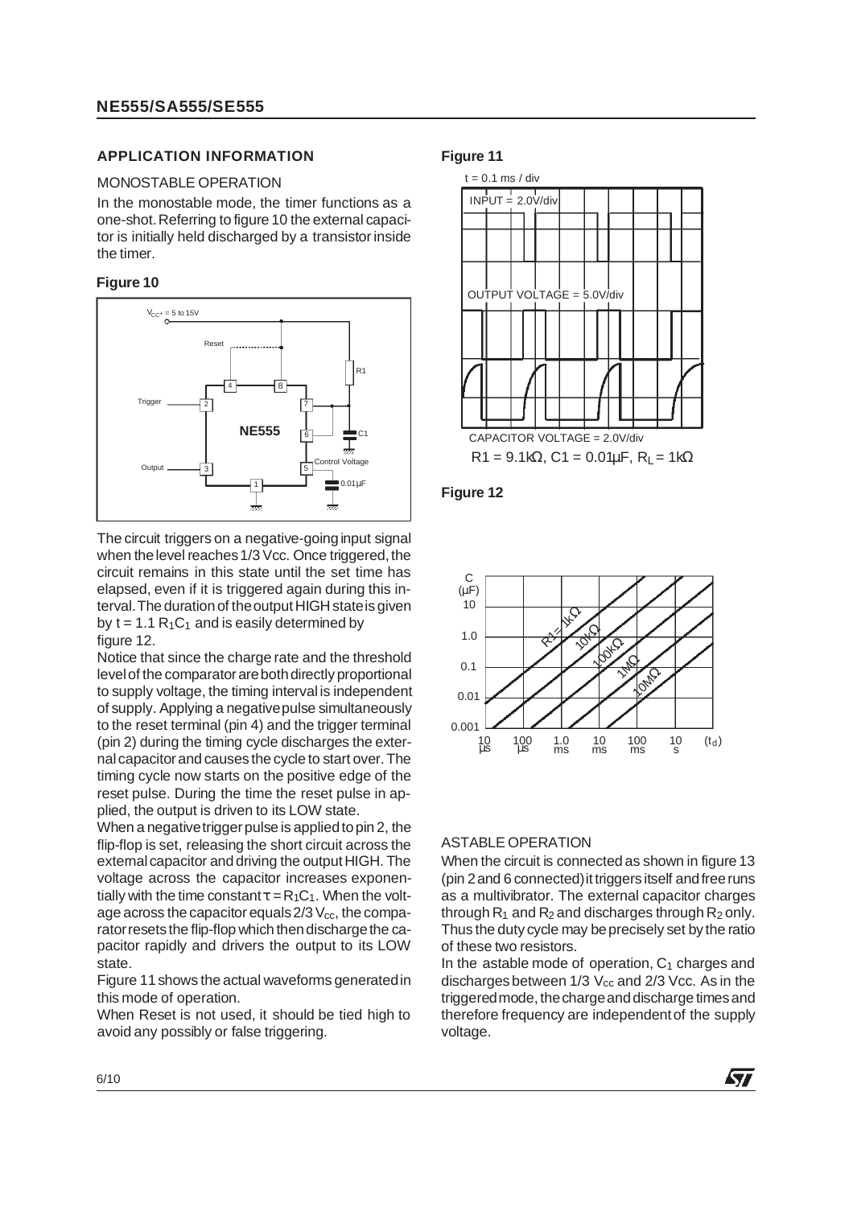## APPLICATION INFORMATION

### MONOSTABLE OPERATION

In the monostable mode, the timer functions as a one-shot. Referring to figure 10 the external capacitor is initially held discharged by a transistor inside the timer.

**Figure 10**

The circuit triggers on a negative-going input signal when the level reaches 1/3 Vcc. Once triggered, the circuit remains in this state until the set time has elapsed, even if it is triggered again during this interval. The duration of the output HIGH state is given by $t = 1.1\ R_1C_1$ and is easily determined by figure 12.

Notice that since the charge rate and the threshold level of the comparator are both directly proportional to supply voltage, the timing interval is independent of supply. Applying a negative pulse simultaneously to the reset terminal (pin 4) and the trigger terminal (pin 2) during the timing cycle discharges the external capacitor and causes the cycle to start over. The timing cycle now starts on the positive edge of the reset pulse. During the time the reset pulse in applied, the output is driven to its LOW state.

When a negative trigger pulse is applied to pin 2, the flip-flop is set, releasing the short circuit across the external capacitor and driving the output HIGH. The voltage across the capacitor increases exponentially with the time constant $\tau = R_1C_1$. When the voltage across the capacitor equals $2/3\ V_{cc}$, the comparator resets the flip-flop which then discharge the capacitor rapidly and drivers the output to its LOW state.

Figure 11 shows the actual waveforms generated in this mode of operation.

When Reset is not used, it should be tied high to avoid any possibly or false triggering.

**Figure 11**

t = 0.1 ms / div

INPUT = 2.0V/div

OUTPUT VOLTAGE = 5.0V/div

CAPACITOR VOLTAGE = 2.0V/div

$R1 = 9.1k\Omega$, $C1 = 0.01\mu F$, $R_L = 1k\Omega$

**Figure 12**

### ASTABLE OPERATION

When the circuit is connected as shown in figure 13 (pin 2 and 6 connected) it triggers itself and free runs as a multivibrator. The external capacitor charges through $R_1$ and $R_2$ and discharges through $R_2$ only. Thus the duty cycle may be precisely set by the ratio of these two resistors.

In the astable mode of operation, $C_1$ charges and discharges between $1/3\ V_{cc}$ and 2/3 Vcc. As in the triggered mode, the charge and discharge times and therefore frequency are independent of the supply voltage.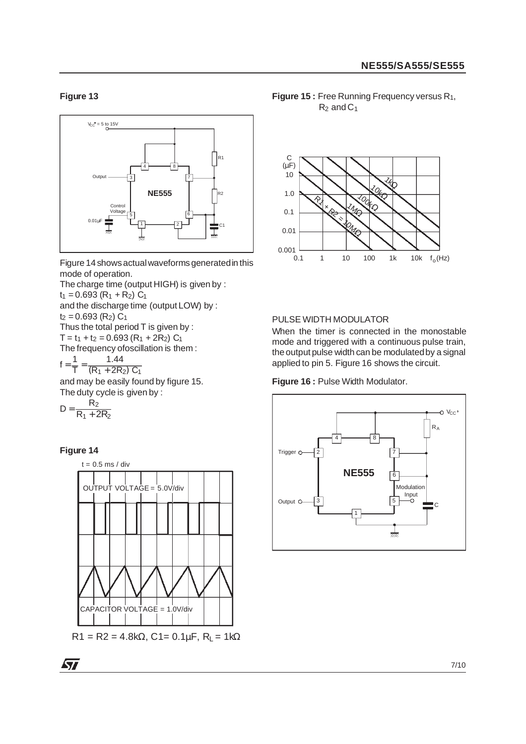**Figure 13**

Figure 14 shows actual waveforms generated in this mode of operation.

The charge time (output HIGH) is given by :

$t_1 = 0.693\ (R_1 + R_2)\ C_1$

and the discharge time (output LOW) by :

$t_2 = 0.693\ (R_2)\ C_1$

Thus the total period T is given by :

$T = t_1 + t_2 = 0.693\ (R_1 + 2R_2)\ C_1$

The frequency ofoscillation is them :

$$f = \frac{1}{T} = \frac{1.44}{(R_1 + 2R_2)\ C_1}$$

and may be easily found by figure 15.

The duty cycle is given by :

$$D = \frac{R_2}{R_1 + 2R_2}$$

**Figure 14**

$R1 = R2 = 4.8k\Omega$, $C1 = 0.1\mu F$, $R_L = 1k\Omega$

**Figure 15 :** Free Running Frequency versus $R_1$, $R_2$ and $C_1$

## PULSE WIDTH MODULATOR

When the timer is connected in the monostable mode and triggered with a continuous pulse train, the output pulse width can be modulated by a signal applied to pin 5. Figure 16 shows the circuit.

**Figure 16 :** Pulse Width Modulator.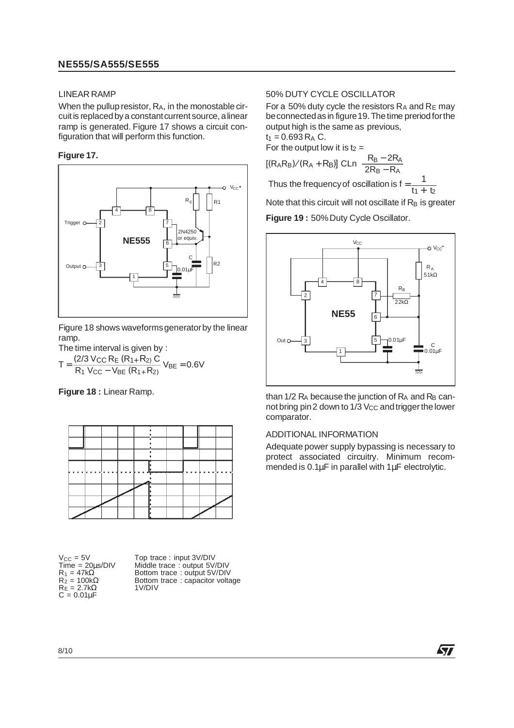## LINEAR RAMP

When the pullup resistor, $R_A$, in the monostable circuit is replaced by a constant current source, a linear ramp is generated. Figure 17 shows a circuit configuration that will perform this function.

**Figure 17.**

Figure 18 shows waveforms generator by the linear ramp.

The time interval is given by :

$$T = \frac{(2/3\ V_{CC}\ R_E\ (R_1 + R_2)\ C}{R_1\ V_{CC} - V_{BE}\ (R_1 + R_2)}\ V_{BE} = 0.6V$$

**Figure 18 :** Linear Ramp.

$V_{CC}$ = 5V
Time = 20µs/DIV
$R_1$ = 47kΩ
$R_2$ = 100kΩ
$R_E$ = 2.7kΩ
C = 0.01µF

Top trace : input 3V/DIV
Middle trace : output 5V/DIV
Bottom trace : output 5V/DIV
Bottom trace : capacitor voltage 1V/DIV

## 50% DUTY CYCLE OSCILLATOR

For a 50% duty cycle the resistors $R_A$ and $R_E$ may be connected as in figure 19. The time preriod for the output high is the same as previous,

$t_1 = 0.693\ R_A\ C$.

For the output low it is $t_2$ =

$$[(R_A R_B)/(R_A + R_B)]\ C Ln\ \frac{R_B - 2R_A}{2R_B - R_A}$$

Thus the frequency of oscillation is $f = \frac{1}{t_1 + t_2}$

Note that this circuit will not oscillate if $R_B$ is greater than 1/2 $R_A$ because the junction of $R_A$ and $R_B$ cannot bring pin 2 down to 1/3 $V_{CC}$ and trigger the lower comparator.

**Figure 19 :** 50% Duty Cycle Oscillator.

## ADDITIONAL INFORMATION

Adequate power supply bypassing is necessary to protect associated circuitry. Minimum recommended is 0.1µF in parallel with 1µF electrolytic.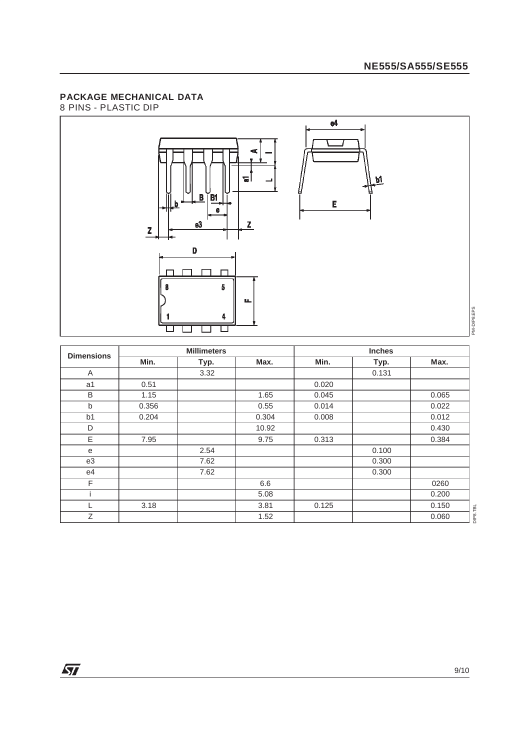## PACKAGE MECHANICAL DATA

8 PINS - PLASTIC DIP

| Dimensions | Millimeters | | | Inches | | |
|---|---|---|---|---|---|---|
| | Min. | Typ. | Max. | Min. | Typ. | Max. |
| A | | 3.32 | | | 0.131 | |
| a1 | 0.51 | | | 0.020 | | |
| B | 1.15 | | 1.65 | 0.045 | | 0.065 |
| b | 0.356 | | 0.55 | 0.014 | | 0.022 |
| b1 | 0.204 | | 0.304 | 0.008 | | 0.012 |
| D | | | 10.92 | | | 0.430 |
| E | 7.95 | | 9.75 | 0.313 | | 0.384 |
| e | | 2.54 | | | 0.100 | |
| e3 | | 7.62 | | | 0.300 | |
| e4 | | 7.62 | | | 0.300 | |
| F | | | 6.6 | | | 0260 |
| i | | | 5.08 | | | 0.200 |
| L | 3.18 | | 3.81 | 0.125 | | 0.150 |
| Z | | | 1.52 | | | 0.060 |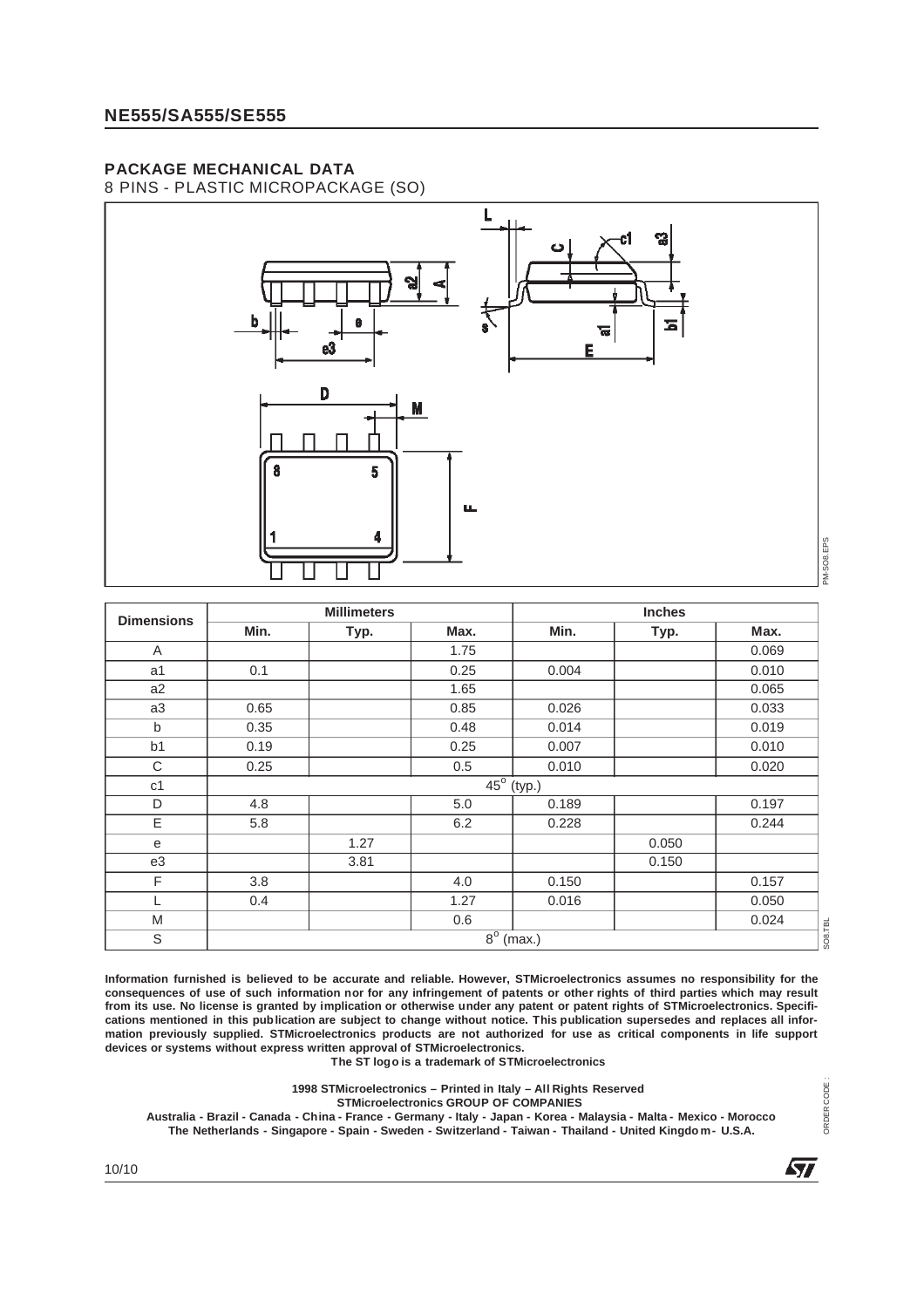## PACKAGE MECHANICAL DATA

8 PINS - PLASTIC MICROPACKAGE (SO)

| Dimensions | Millimeters | | | Inches | | |
|---|---|---|---|---|---|---|
| | Min. | Typ. | Max. | Min. | Typ. | Max. |
| A | | | 1.75 | | | 0.069 |
| a1 | 0.1 | | 0.25 | 0.004 | | 0.010 |
| a2 | | | 1.65 | | | 0.065 |
| a3 | 0.65 | | 0.85 | 0.026 | | 0.033 |
| b | 0.35 | | 0.48 | 0.014 | | 0.019 |
| b1 | 0.19 | | 0.25 | 0.007 | | 0.010 |
| C | 0.25 | | 0.5 | 0.010 | | 0.020 |
| c1 | 45° (typ.) | | | | | |
| D | 4.8 | | 5.0 | 0.189 | | 0.197 |
| E | 5.8 | | 6.2 | 0.228 | | 0.244 |
| e | | 1.27 | | | 0.050 | |
| e3 | | 3.81 | | | 0.150 | |
| F | 3.8 | | 4.0 | 0.150 | | 0.157 |
| L | 0.4 | | 1.27 | 0.016 | | 0.050 |
| M | | | 0.6 | | | 0.024 |
| S | 8° (max.) | | | | | |

**Information furnished is believed to be accurate and reliable. However, STMicroelectronics assumes no responsibility for the consequences of use of such information nor for any infringement of patents or other rights of third parties which may result from its use. No license is granted by implication or otherwise under any patent or patent rights of STMicroelectronics. Specifications mentioned in this publication are subject to change without notice. This publication supersedes and replaces all information previously supplied. STMicroelectronics products are not authorized for use as critical components in life support devices or systems without express written approval of STMicroelectronics.**

**The ST logo is a trademark of STMicroelectronics**

**1998 STMicroelectronics – Printed in Italy – All Rights Reserved**

**STMicroelectronics GROUP OF COMPANIES**

**Australia - Brazil - Canada - China - France - Germany - Italy - Japan - Korea - Malaysia - Malta - Mexico - Morocco The Netherlands - Singapore - Spain - Sweden - Switzerland - Taiwan - Thailand - United Kingdom - U.S.A.**

ORDER CODE :